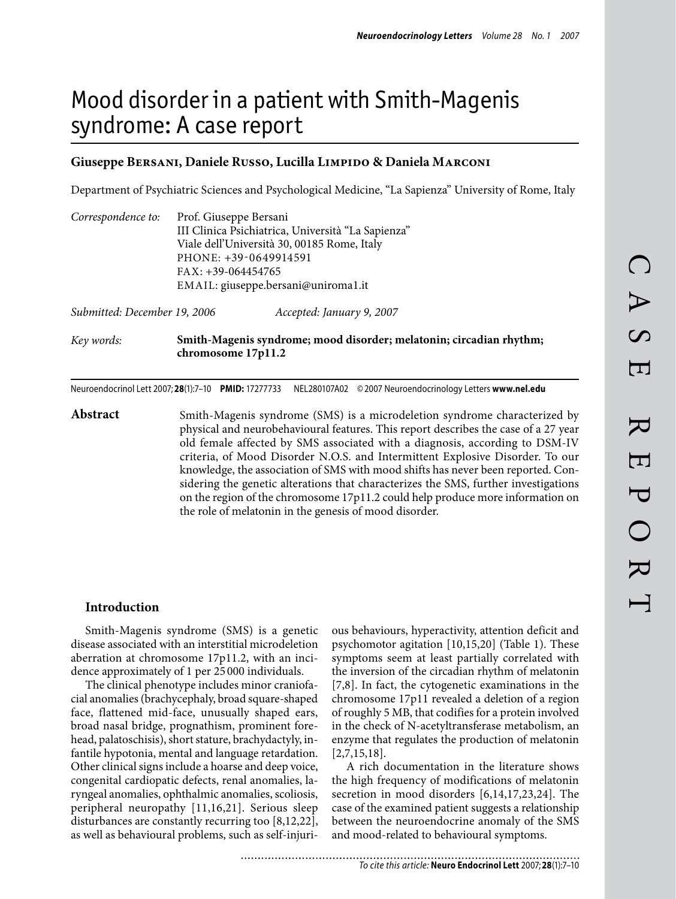# Mood disorder in a patient with Smith-Magenis syndrome: A case report

**Giuseppe Bersani, Daniele Russo, Lucilla Limpido & Daniela Marconi**

Department of Psychiatric Sciences and Psychological Medicine, "La Sapienza" University of Rome, Italy

*Correspondence to:* Prof. Giuseppe Bersani
III Clinica Psichiatrica, Università "La Sapienza"
Viale dell'Università 30, 00185 Rome, Italy
PHONE: +39-0649914591
FAX: +39-064454765
EMAIL: giuseppe.bersani@uniroma1.it

*Submitted: December 19, 2006* *Accepted: January 9, 2007*

*Key words:* **Smith-Magenis syndrome; mood disorder; melatonin; circadian rhythm; chromosome 17p11.2**

Neuroendocrinol Lett 2007; **28**(1):7–10 **PMID:** 17277733 NEL280107A02 © 2007 Neuroendocrinology Letters **www.nel.edu**

**Abstract**

Smith-Magenis syndrome (SMS) is a microdeletion syndrome characterized by physical and neurobehavioural features. This report describes the case of a 27 year old female affected by SMS associated with a diagnosis, according to DSM-IV criteria, of Mood Disorder N.O.S. and Intermittent Explosive Disorder. To our knowledge, the association of SMS with mood shifts has never been reported. Considering the genetic alterations that characterizes the SMS, further investigations on the region of the chromosome 17p11.2 could help produce more information on the role of melatonin in the genesis of mood disorder.

## Introduction

Smith-Magenis syndrome (SMS) is a genetic disease associated with an interstitial microdeletion aberration at chromosome 17p11.2, with an incidence approximately of 1 per 25 000 individuals.

The clinical phenotype includes minor craniofacial anomalies (brachycephaly, broad square-shaped face, flattened mid-face, unusually shaped ears, broad nasal bridge, prognathism, prominent forehead, palatoschisis), short stature, brachydactyly, infantile hypotonia, mental and language retardation. Other clinical signs include a hoarse and deep voice, congenital cardiopatic defects, renal anomalies, laryngeal anomalies, ophthalmic anomalies, scoliosis, peripheral neuropathy [11,16,21]. Serious sleep disturbances are constantly recurring too [8,12,22], as well as behavioural problems, such as self-injurious behaviours, hyperactivity, attention deficit and psychomotor agitation [10,15,20] (Table 1). These symptoms seem at least partially correlated with the inversion of the circadian rhythm of melatonin [7,8]. In fact, the cytogenetic examinations in the chromosome 17p11 revealed a deletion of a region of roughly 5 MB, that codifies for a protein involved in the check of N-acetyltransferase metabolism, an enzyme that regulates the production of melatonin [2,7,15,18].

A rich documentation in the literature shows the high frequency of modifications of melatonin secretion in mood disorders [6,14,17,23,24]. The case of the examined patient suggests a relationship between the neuroendocrine anomaly of the SMS and mood-related to behavioural symptoms.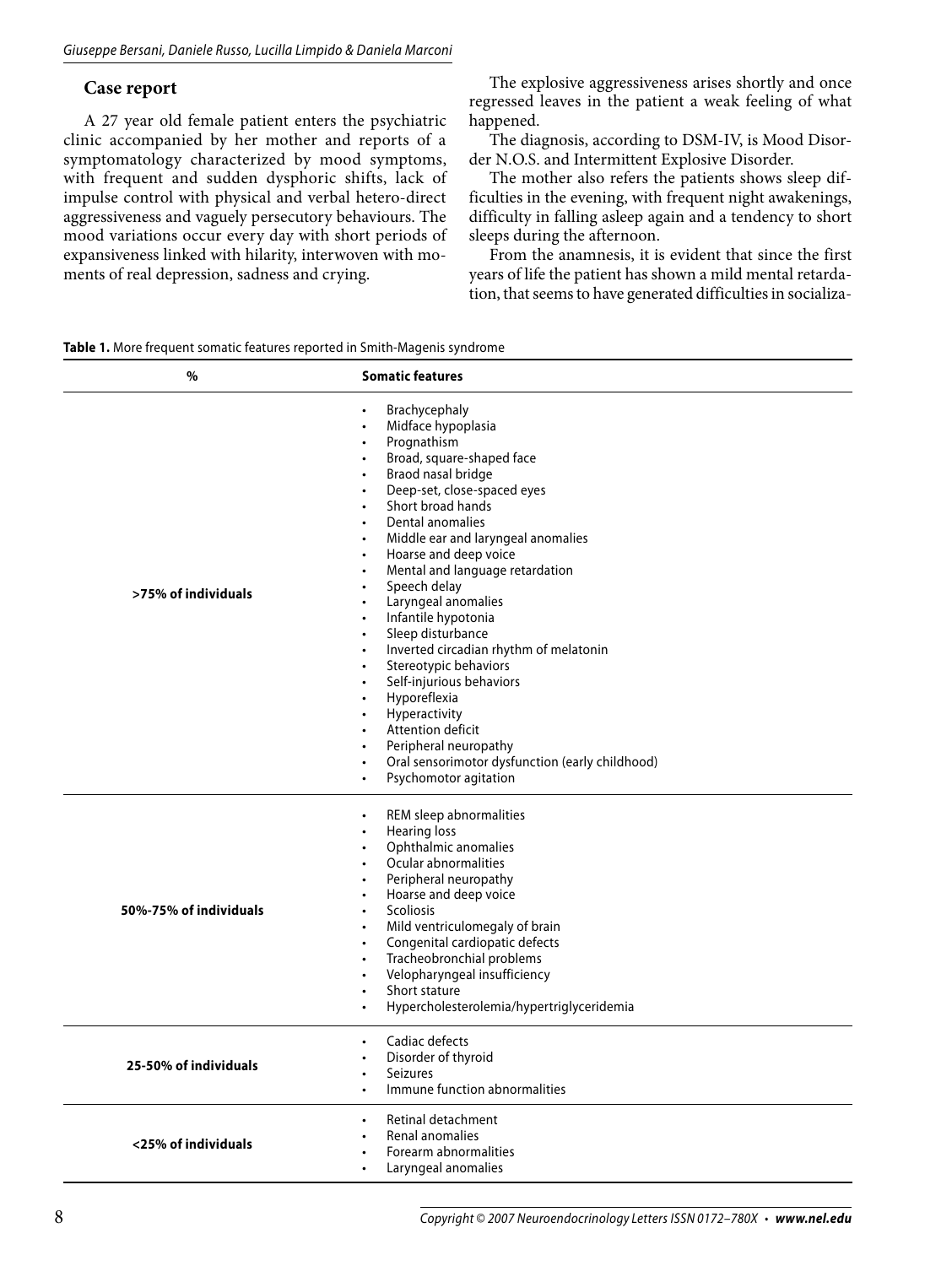## Case report

A 27 year old female patient enters the psychiatric clinic accompanied by her mother and reports of a symptomatology characterized by mood symptoms, with frequent and sudden dysphoric shifts, lack of impulse control with physical and verbal hetero-direct aggressiveness and vaguely persecutory behaviours. The mood variations occur every day with short periods of expansiveness linked with hilarity, interwoven with moments of real depression, sadness and crying.

The explosive aggressiveness arises shortly and once regressed leaves in the patient a weak feeling of what happened.

The diagnosis, according to DSM-IV, is Mood Disorder N.O.S. and Intermittent Explosive Disorder.

The mother also refers the patients shows sleep difficulties in the evening, with frequent night awakenings, difficulty in falling asleep again and a tendency to short sleeps during the afternoon.

From the anamnesis, it is evident that since the first years of life the patient has shown a mild mental retardation, that seems to have generated difficulties in socializa-

**Table 1.** More frequent somatic features reported in Smith-Magenis syndrome

| % | Somatic features |
|---|---|
| **>75% of individuals** | • Brachycephaly<br>• Midface hypoplasia<br>• Prognathism<br>• Broad, square-shaped face<br>• Braod nasal bridge<br>• Deep-set, close-spaced eyes<br>• Short broad hands<br>• Dental anomalies<br>• Middle ear and laryngeal anomalies<br>• Hoarse and deep voice<br>• Mental and language retardation<br>• Speech delay<br>• Laryngeal anomalies<br>• Infantile hypotonia<br>• Sleep disturbance<br>• Inverted circadian rhythm of melatonin<br>• Stereotypic behaviors<br>• Self-injurious behaviors<br>• Hyporeflexia<br>• Hyperactivity<br>• Attention deficit<br>• Peripheral neuropathy<br>• Oral sensorimotor dysfunction (early childhood)<br>• Psychomotor agitation |
| **50%-75% of individuals** | • REM sleep abnormalities<br>• Hearing loss<br>• Ophthalmic anomalies<br>• Ocular abnormalities<br>• Peripheral neuropathy<br>• Hoarse and deep voice<br>• Scoliosis<br>• Mild ventriculomegaly of brain<br>• Congenital cardiopatic defects<br>• Tracheobronchial problems<br>• Velopharyngeal insufficiency<br>• Short stature<br>• Hypercholesterolemia/hypertriglyceridemia |
| **25-50% of individuals** | • Cadiac defects<br>• Disorder of thyroid<br>• Seizures<br>• Immune function abnormalities |
| **<25% of individuals** | • Retinal detachment<br>• Renal anomalies<br>• Forearm abnormalities<br>• Laryngeal anomalies |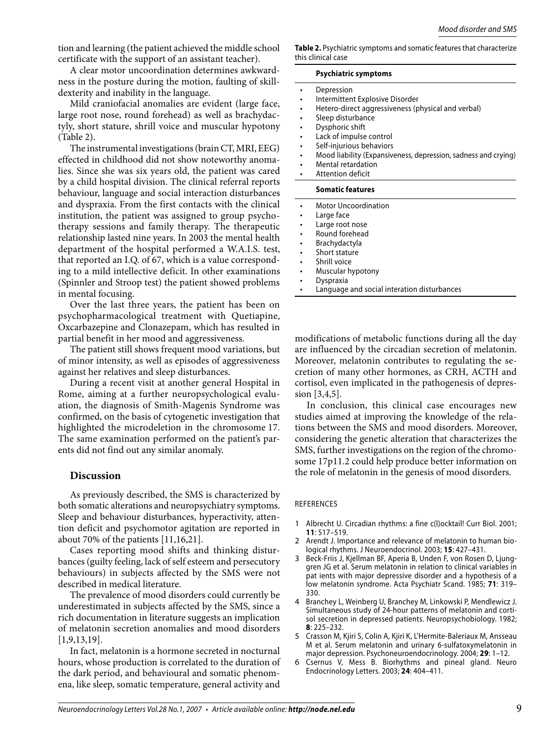tion and learning (the patient achieved the middle school certificate with the support of an assistant teacher).

A clear motor uncoordination determines awkwardness in the posture during the motion, faulting of skill-dexterity and inability in the language.

Mild craniofacial anomalies are evident (large face, large root nose, round forehead) as well as brachydactyly, short stature, shrill voice and muscular hypotony (Table 2).

The instrumental investigations (brain CT, MRI, EEG) effected in childhood did not show noteworthy anomalies. Since she was six years old, the patient was cared by a child hospital division. The clinical referral reports behaviour, language and social interaction disturbances and dyspraxia. From the first contacts with the clinical institution, the patient was assigned to group psychotherapy sessions and family therapy. The therapeutic relationship lasted nine years. In 2003 the mental health department of the hospital performed a W.A.I.S. test, that reported an I.Q. of 67, which is a value corresponding to a mild intellective deficit. In other examinations (Spinnler and Stroop test) the patient showed problems in mental focusing.

Over the last three years, the patient has been on psychopharmacological treatment with Quetiapine, Oxcarbazepine and Clonazepam, which has resulted in partial benefit in her mood and aggressiveness.

The patient still shows frequent mood variations, but of minor intensity, as well as episodes of aggressiveness against her relatives and sleep disturbances.

During a recent visit at another general Hospital in Rome, aiming at a further neuropsychological evaluation, the diagnosis of Smith-Magenis Syndrome was confirmed, on the basis of cytogenetic investigation that highlighted the microdeletion in the chromosome 17. The same examination performed on the patient's parents did not find out any similar anomaly.

**Table 2.** Psychiatric symptoms and somatic features that characterize this clinical case

| **Psychiatric symptoms** |
|---|
| • Depression |
| • Intermittent Explosive Disorder |
| • Hetero-direct aggressiveness (physical and verbal) |
| • Sleep disturbance |
| • Dysphoric shift |
| • Lack of impulse control |
| • Self-injurious behaviors |
| • Mood liability (Expansiveness, depression, sadness and crying) |
| • Mental retardation |
| • Attention deficit |
| **Somatic features** |
| • Motor Uncoordination |
| • Large face |
| • Large root nose |
| • Round forehead |
| • Brachydactyla |
| • Short stature |
| • Shrill voice |
| • Muscular hypotony |
| • Dyspraxia |
| • Language and social interation disturbances |

## Discussion

As previously described, the SMS is characterized by both somatic alterations and neuropsychiatry symptoms. Sleep and behaviour disturbances, hyperactivity, attention deficit and psychomotor agitation are reported in about 70% of the patients [11,16,21].

Cases reporting mood shifts and thinking disturbances (guilty feeling, lack of self esteem and persecutory behaviours) in subjects affected by the SMS were not described in medical literature.

The prevalence of mood disorders could currently be underestimated in subjects affected by the SMS, since a rich documentation in literature suggests an implication of melatonin secretion anomalies and mood disorders [1,9,13,19].

In fact, melatonin is a hormone secreted in nocturnal hours, whose production is correlated to the duration of the dark period, and behavioural and somatic phenomena, like sleep, somatic temperature, general activity and modifications of metabolic functions during all the day are influenced by the circadian secretion of melatonin. Moreover, melatonin contributes to regulating the secretion of many other hormones, as CRH, ACTH and cortisol, even implicated in the pathogenesis of depression [3,4,5].

In conclusion, this clinical case encourages new studies aimed at improving the knowledge of the relations between the SMS and mood disorders. Moreover, considering the genetic alteration that characterizes the SMS, further investigations on the region of the chromosome 17p11.2 could help produce better information on the role of melatonin in the genesis of mood disorders.

REFERENCES

1. Albrecht U. Circadian rhythms: a fine c(l)ocktail! Curr Biol. 2001; **11**: 517–519.
2. Arendt J. Importance and relevance of melatonin to human biological rhythms. J Neuroendocrinol. 2003; **15**: 427–431.
3. Beck-Friis J, Kjellman BF, Aperia B, Unden F, von Rosen D, Ljunggren JG et al. Serum melatonin in relation to clinical variables in pat ients with major depressive disorder and a hypothesis of a low melatonin syndrome. Acta Psychiatr Scand. 1985; **71**: 319–330.
4. Branchey L, Weinberg U, Branchey M, Linkowski P, Mendlewicz J. Simultaneous study of 24-hour patterns of melatonin and cortisol secretion in depressed patients. Neuropsychobiology. 1982; **8**: 225–232.
5. Crasson M, Kjiri S, Colin A, Kjiri K, L'Hermite-Baleriaux M, Ansseau M et al. Serum melatonin and urinary 6-sulfatoxymelatonin in major depression. Psychoneuroendocrinology. 2004; **29**: 1–12.
6. Csernus V, Mess B. Biorhythms and pineal gland. Neuro Endocrinology Letters. 2003; **24**: 404–411.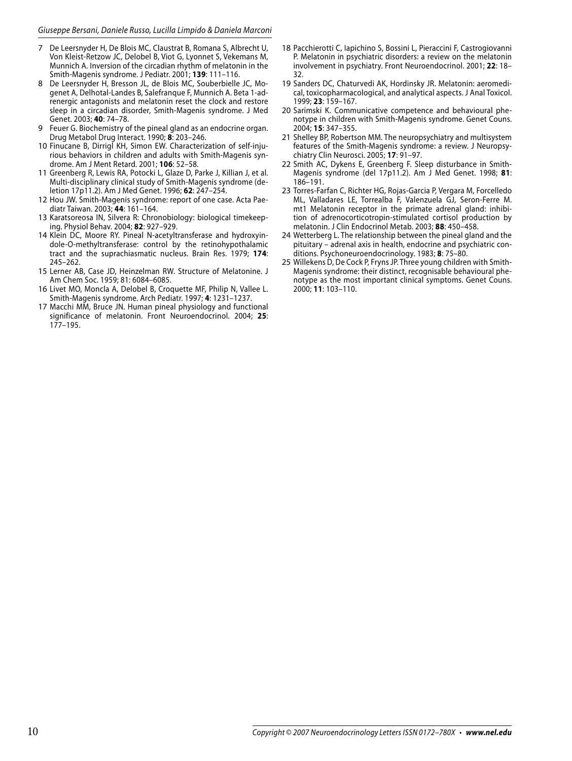7 De Leersnyder H, De Blois MC, Claustrat B, Romana S, Albrecht U, Von Kleist-Retzow JC, Delobel B, Viot G, Lyonnet S, Vekemans M, Munnich A. Inversion of the circadian rhythm of melatonin in the Smith-Magenis syndrome. J Pediatr. 2001; **139**: 111–116.

8 De Leersnyder H, Bresson JL, de Blois MC, Souberbielle JC, Mogenet A, Delhotal-Landes B, Salefranque F, Munnich A. Beta 1-adrenergic antagonists and melatonin reset the clock and restore sleep in a circadian disorder, Smith-Magenis syndrome. J Med Genet. 2003; **40**: 74–78.

9 Feuer G. Biochemistry of the pineal gland as an endocrine organ. Drug Metabol Drug Interact. 1990; **8**: 203–246.

10 Finucane B, Dirrigl KH, Simon EW. Characterization of self-injurious behaviors in children and adults with Smith-Magenis syndrome. Am J Ment Retard. 2001; **106**: 52–58.

11 Greenberg R, Lewis RA, Potocki L, Glaze D, Parke J, Killian J, et al. Multi-disciplinary clinical study of Smith-Magenis syndrome (deletion 17p11.2). Am J Med Genet. 1996; **62**: 247–254.

12 Hou JW. Smith-Magenis syndrome: report of one case. Acta Paediatr Taiwan. 2003; **44**: 161–164.

13 Karatsoreosa IN, Silvera R: Chronobiology: biological timekeeping. Physiol Behav. 2004; **82**: 927–929.

14 Klein DC, Moore RY. Pineal N-acetyltransferase and hydroxyindole-O-methyltransferase: control by the retinohypothalamic tract and the suprachiasmatic nucleus. Brain Res. 1979; **174**: 245–262.

15 Lerner AB, Case JD, Heinzelman RW. Structure of Melatonine. J Am Chem Soc. 1959; 81: 6084–6085.

16 Livet MO, Moncla A, Delobel B, Croquette MF, Philip N, Vallee L. Smith-Magenis syndrome. Arch Pediatr. 1997; **4**: 1231–1237.

17 Macchi MM, Bruce JN. Human pineal physiology and functional significance of melatonin. Front Neuroendocrinol. 2004; **25**: 177–195.

18 Pacchierotti C, Iapichino S, Bossini L, Pieraccini F, Castrogiovanni P. Melatonin in psychiatric disorders: a review on the melatonin involvement in psychiatry. Front Neuroendocrinol. 2001; **22**: 18–32.

19 Sanders DC, Chaturvedi AK, Hordinsky JR. Melatonin: aeromedical, toxicopharmacological, and analytical aspects. J Anal Toxicol. 1999; **23**: 159–167.

20 Sarimski K. Communicative competence and behavioural phenotype in children with Smith-Magenis syndrome. Genet Couns. 2004; **15**: 347–355.

21 Shelley BP, Robertson MM. The neuropsychiatry and multisystem features of the Smith-Magenis syndrome: a review. J Neuropsychiatry Clin Neurosci. 2005; **17**: 91–97.

22 Smith AC, Dykens E, Greenberg F. Sleep disturbance in Smith-Magenis syndrome (del 17p11.2). Am J Med Genet. 1998; **81**: 186–191.

23 Torres-Farfan C, Richter HG, Rojas-Garcia P, Vergara M, Forcelledo ML, Valladares LE, Torrealba F, Valenzuela GJ, Seron-Ferre M. mt1 Melatonin receptor in the primate adrenal gland: inhibition of adrenocorticotropin-stimulated cortisol production by melatonin. J Clin Endocrinol Metab. 2003; **88**: 450–458.

24 Wetterberg L. The relationship between the pineal gland and the pituitary – adrenal axis in health, endocrine and psychiatric conditions. Psychoneuroendocrinology. 1983; **8**: 75–80.

25 Willekens D, De Cock P, Fryns JP. Three young children with Smith-Magenis syndrome: their distinct, recognisable behavioural phenotype as the most important clinical symptoms. Genet Couns. 2000; **11**: 103–110.